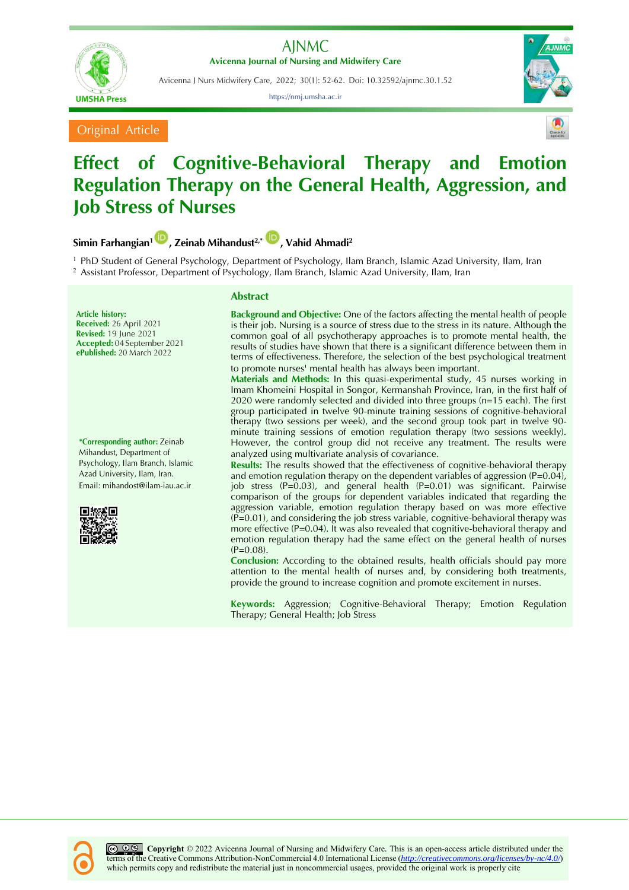Original Article

# Effect of Cognitive-Behavioral Therapy and Emotion Regulation Therapy on the General Health, Aggression, and Job Stress of Nurses

**Simin Farhangian[1], Zeinab Mihandust[2,*], Vahid Ahmadi[2]**

[1] PhD Student of General Psychology, Department of Psychology, Ilam Branch, Islamic Azad University, Ilam, Iran
[2] Assistant Professor, Department of Psychology, Ilam Branch, Islamic Azad University, Ilam, Iran

**Article history:**
**Received:** 26 April 2021
**Revised:** 19 June 2021
**Accepted:** 04 September 2021
**ePublished:** 20 March 2022

***Corresponding author:** Zeinab Mihandust, Department of Psychology, Ilam Branch, Islamic Azad University, Ilam, Iran.
Email: mihandost@ilam-iau.ac.ir

## Abstract

**Background and Objective:** One of the factors affecting the mental health of people is their job. Nursing is a source of stress due to the stress in its nature. Although the common goal of all psychotherapy approaches is to promote mental health, the results of studies have shown that there is a significant difference between them in terms of effectiveness. Therefore, the selection of the best psychological treatment to promote nurses' mental health has always been important.

**Materials and Methods:** In this quasi-experimental study, 45 nurses working in Imam Khomeini Hospital in Songor, Kermanshah Province, Iran, in the first half of 2020 were randomly selected and divided into three groups (n=15 each). The first group participated in twelve 90-minute training sessions of cognitive-behavioral therapy (two sessions per week), and the second group took part in twelve 90-minute training sessions of emotion regulation therapy (two sessions weekly). However, the control group did not receive any treatment. The results were analyzed using multivariate analysis of covariance.

**Results:** The results showed that the effectiveness of cognitive-behavioral therapy and emotion regulation therapy on the dependent variables of aggression (P=0.04), job stress (P=0.03), and general health (P=0.01) was significant. Pairwise comparison of the groups for dependent variables indicated that regarding the aggression variable, emotion regulation therapy based on was more effective (P=0.01), and considering the job stress variable, cognitive-behavioral therapy was more effective (P=0.04). It was also revealed that cognitive-behavioral therapy and emotion regulation therapy had the same effect on the general health of nurses (P=0.08).

**Conclusion:** According to the obtained results, health officials should pay more attention to the mental health of nurses and, by considering both treatments, provide the ground to increase cognition and promote excitement in nurses.

**Keywords:** Aggression; Cognitive-Behavioral Therapy; Emotion Regulation Therapy; General Health; Job Stress

**Copyright** © 2022 Avicenna Journal of Nursing and Midwifery Care. This is an open-access article distributed under the terms of the Creative Commons Attribution-NonCommercial 4.0 International License (http://creativecommons.org/licenses/by-nc/4.0/) which permits copy and redistribute the material just in noncommercial usages, provided the original work is properly cite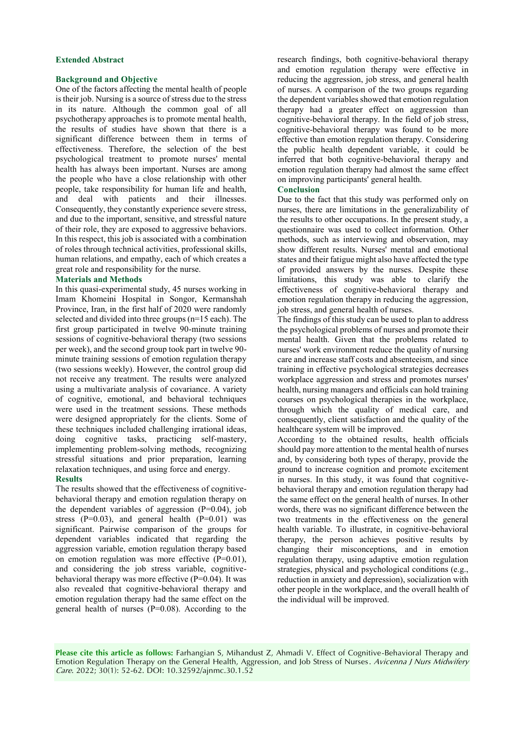## Extended Abstract

### Background and Objective

One of the factors affecting the mental health of people is their job. Nursing is a source of stress due to the stress in its nature. Although the common goal of all psychotherapy approaches is to promote mental health, the results of studies have shown that there is a significant difference between them in terms of effectiveness. Therefore, the selection of the best psychological treatment to promote nurses' mental health has always been important. Nurses are among the people who have a close relationship with other people, take responsibility for human life and health, and deal with patients and their illnesses. Consequently, they constantly experience severe stress, and due to the important, sensitive, and stressful nature of their role, they are exposed to aggressive behaviors. In this respect, this job is associated with a combination of roles through technical activities, professional skills, human relations, and empathy, each of which creates a great role and responsibility for the nurse.

### Materials and Methods

In this quasi-experimental study, 45 nurses working in Imam Khomeini Hospital in Songor, Kermanshah Province, Iran, in the first half of 2020 were randomly selected and divided into three groups (n=15 each). The first group participated in twelve 90-minute training sessions of cognitive-behavioral therapy (two sessions per week), and the second group took part in twelve 90-minute training sessions of emotion regulation therapy (two sessions weekly). However, the control group did not receive any treatment. The results were analyzed using a multivariate analysis of covariance. A variety of cognitive, emotional, and behavioral techniques were used in the treatment sessions. These methods were designed appropriately for the clients. Some of these techniques included challenging irrational ideas, doing cognitive tasks, practicing self-mastery, implementing problem-solving methods, recognizing stressful situations and prior preparation, learning relaxation techniques, and using force and energy.

### Results

The results showed that the effectiveness of cognitive-behavioral therapy and emotion regulation therapy on the dependent variables of aggression (P=0.04), job stress (P=0.03), and general health (P=0.01) was significant. Pairwise comparison of the groups for dependent variables indicated that regarding the aggression variable, emotion regulation therapy based on emotion regulation was more effective (P=0.01), and considering the job stress variable, cognitive-behavioral therapy was more effective (P=0.04). It was also revealed that cognitive-behavioral therapy and emotion regulation therapy had the same effect on the general health of nurses (P=0.08). According to the research findings, both cognitive-behavioral therapy and emotion regulation therapy were effective in reducing the aggression, job stress, and general health of nurses. A comparison of the two groups regarding the dependent variables showed that emotion regulation therapy had a greater effect on aggression than cognitive-behavioral therapy. In the field of job stress, cognitive-behavioral therapy was found to be more effective than emotion regulation therapy. Considering the public health dependent variable, it could be inferred that both cognitive-behavioral therapy and emotion regulation therapy had almost the same effect on improving participants' general health.

### Conclusion

Due to the fact that this study was performed only on nurses, there are limitations in the generalizability of the results to other occupations. In the present study, a questionnaire was used to collect information. Other methods, such as interviewing and observation, may show different results. Nurses' mental and emotional states and their fatigue might also have affected the type of provided answers by the nurses. Despite these limitations, this study was able to clarify the effectiveness of cognitive-behavioral therapy and emotion regulation therapy in reducing the aggression, job stress, and general health of nurses.

The findings of this study can be used to plan to address the psychological problems of nurses and promote their mental health. Given that the problems related to nurses' work environment reduce the quality of nursing care and increase staff costs and absenteeism, and since training in effective psychological strategies decreases workplace aggression and stress and promotes nurses' health, nursing managers and officials can hold training courses on psychological therapies in the workplace, through which the quality of medical care, and consequently, client satisfaction and the quality of the healthcare system will be improved.

According to the obtained results, health officials should pay more attention to the mental health of nurses and, by considering both types of therapy, provide the ground to increase cognition and promote excitement in nurses. In this study, it was found that cognitive-behavioral therapy and emotion regulation therapy had the same effect on the general health of nurses. In other words, there was no significant difference between the two treatments in the effectiveness on the general health variable. To illustrate, in cognitive-behavioral therapy, the person achieves positive results by changing their misconceptions, and in emotion regulation therapy, using adaptive emotion regulation strategies, physical and psychological conditions (e.g., reduction in anxiety and depression), socialization with other people in the workplace, and the overall health of the individual will be improved.

**Please cite this article as follows:** Farhangian S, Mihandust Z, Ahmadi V. Effect of Cognitive-Behavioral Therapy and Emotion Regulation Therapy on the General Health, Aggression, and Job Stress of Nurses. *Avicenna J Nurs Midwifery Care*. 2022; 30(1): 52-62. DOI: 10.32592/ajnmc.30.1.52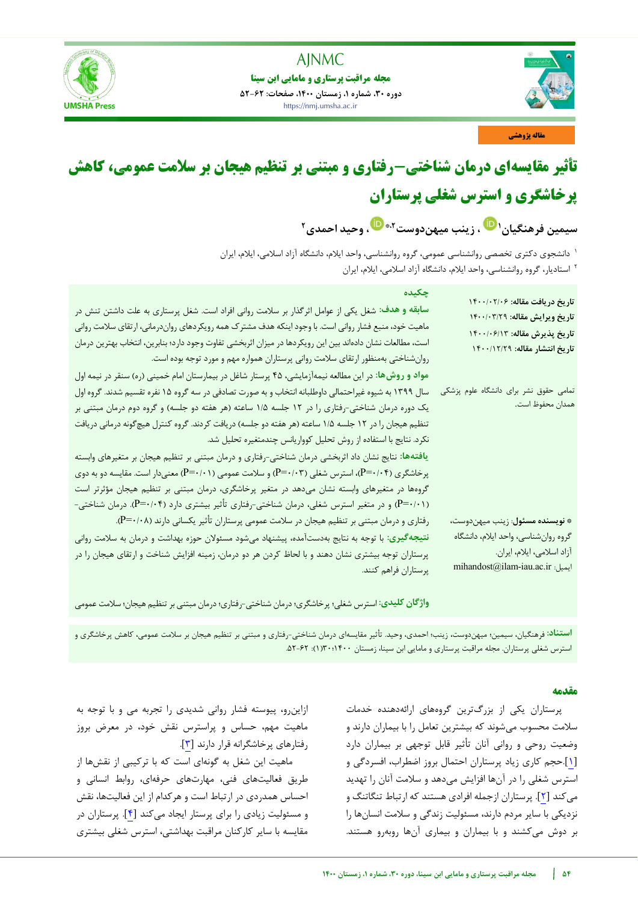مقاله پژوهشی

# تأثیر مقایسه‌ای درمان شناختی–رفتاری و مبتنی بر تنظیم هیجان بر سلامت عمومی، کاهش پرخاشگری و استرس شغلی پرستاران

سیمین فرهنگیان[۱]، زینب میهن‌دوست[۲]*، وحید احمدی[۲]

[۱] دانشجوی دکتری تخصصی روانشناسی عمومی، گروه روانشناسی، واحد ایلام، دانشگاه آزاد اسلامی، ایلام، ایران

[۲] استادیار، گروه روانشناسی، واحد ایلام، دانشگاه آزاد اسلامی، ایلام، ایران

**تاریخ دریافت مقاله:** ۱۴۰۰/۰۲/۰۶
**تاریخ ویرایش مقاله:** ۱۴۰۰/۰۳/۲۹
**تاریخ پذیرش مقاله:** ۱۴۰۰/۰۶/۱۳
**تاریخ انتشار مقاله:** ۱۴۰۰/۱۲/۲۹

تمامی حقوق نشر برای دانشگاه علوم پزشکی همدان محفوظ است.

**\* نویسنده مسئول:** زینب میهن‌دوست، گروه روان‌شناسی، واحد ایلام، دانشگاه آزاد اسلامی، ایلام، ایران.
ایمیل: mihandost@ilam-iau.ac.ir

## چکیده

**سابقه و هدف:** شغل یکی از عوامل اثرگذار بر سلامت روانی افراد است. شغل پرستاری به علت داشتن تنش در ماهیت خود، منبع فشار روانی است. با وجود اینکه هدف مشترک همه رویکردهای روان‌درمانی، ارتقای سلامت روانی است، مطالعات نشان داده‌اند بین این رویکردها در میزان اثربخشی تفاوت وجود دارد؛ بنابراین، انتخاب بهترین درمان روان‌شناختی به‌منظور ارتقای سلامت روانی پرستاران همواره مهم و مورد توجه بوده است.

**مواد و روش‌ها:** در این مطالعه نیمه‌آزمایشی، ۴۵ پرستار شاغل در بیمارستان امام خمینی (ره) سنقر در نیمه اول سال ۱۳۹۹ به شیوه غیراحتمالی داوطلبانه انتخاب و به صورت تصادفی در سه گروه ۱۵ نفره تقسیم شدند. گروه اول یک دوره درمان شناختی-رفتاری را در ۱۲ جلسه ۱/۵ ساعته (هر هفته دو جلسه) و گروه دوم درمان مبتنی بر تنظیم هیجان را در ۱۲ جلسه ۱/۵ ساعته (هر هفته دو جلسه) دریافت کردند. گروه کنترل هیچ‌گونه درمانی دریافت نکرد. نتایج با استفاده از روش تحلیل کوواریانس چندمتغیره تحلیل شد.

**یافته‌ها:** نتایج نشان داد اثربخشی درمان شناختی-رفتاری و درمان مبتنی بر تنظیم هیجان بر متغیرهای وابسته پرخاشگری (P=۰/۰۴)، استرس شغلی (P=۰/۰۳) و سلامت عمومی (P=۰/۰۱) معنی‌دار است. مقایسه دو به دوی گروه‌ها در متغیرهای وابسته نشان می‌دهد در متغیر پرخاشگری، درمان مبتنی بر تنظیم هیجان مؤثرتر است (P=۰/۰۱) و در متغیر استرس شغلی، درمان شناختی-رفتاری تأثیر بیشتری دارد (P=۰/۰۴). درمان شناختی-رفتاری و درمان مبتنی بر تنظیم هیجان در سلامت عمومی پرستاران تأثیر یکسانی دارند (P=۰/۰۸).

**نتیجه‌گیری:** با توجه به نتایج به‌دست‌آمده، پیشنهاد می‌شود مسئولان حوزه بهداشت و درمان به سلامت روانی پرستاران توجه بیشتری نشان دهند و با لحاظ کردن هر دو درمان، زمینه افزایش شناخت و ارتقای هیجان را در پرستاران فراهم کنند.

**واژگان کلیدی:** استرس شغلی؛ پرخاشگری؛ درمان شناختی-رفتاری؛ درمان مبتنی بر تنظیم هیجان؛ سلامت عمومی

**استناد:** فرهنگیان، سیمین؛ میهن‌دوست، زینب؛ احمدی، وحید. تأثیر مقایسه‌ای درمان شناختی-رفتاری و مبتنی بر تنظیم هیجان بر سلامت عمومی، کاهش پرخاشگری و استرس شغلی پرستاران. مجله مراقبت پرستاری و مامایی ابن سینا، زمستان ۱۴۰۰؛۳۰(۱): ۶۲-۵۲.

## مقدمه

پرستاران یکی از بزرگ‌ترین گروه‌های ارائه‌دهنده خدمات سلامت محسوب می‌شوند که بیشترین تعامل را با بیماران دارند و وضعیت روحی و روانی آنان تأثیر قابل توجهی بر بیماران دارد [۱]. حجم کاری زیاد پرستاران احتمال بروز اضطراب، افسردگی و استرس شغلی را در آن‌ها افزایش می‌دهد و سلامت آنان را تهدید می‌کند [۲]. پرستاران ازجمله افرادی هستند که ارتباط تنگاتنگ و نزدیکی با سایر مردم دارند، مسئولیت زندگی و سلامت انسان‌ها را بر دوش می‌کشند و با بیماران و بیماری آن‌ها روبه‌رو هستند. ازاین‌رو، پیوسته فشار روانی شدیدی را تجربه می و با توجه به ماهیت مهم، حساس و پراسترس نقش خود، در معرض بروز رفتارهای پرخاشگرانه قرار دارند [۳].

ماهیت این شغل به گونه‌ای است که با ترکیبی از نقش‌ها از طریق فعالیت‌های فنی، مهارت‌های حرفه‌ای، روابط انسانی و احساس همدردی در ارتباط است و هرکدام از این فعالیت‌ها، نقش و مسئولیت زیادی را برای پرستار ایجاد می‌کند [۴]. پرستاران در مقایسه با سایر کارکنان مراقبت بهداشتی، استرس شغلی بیشتری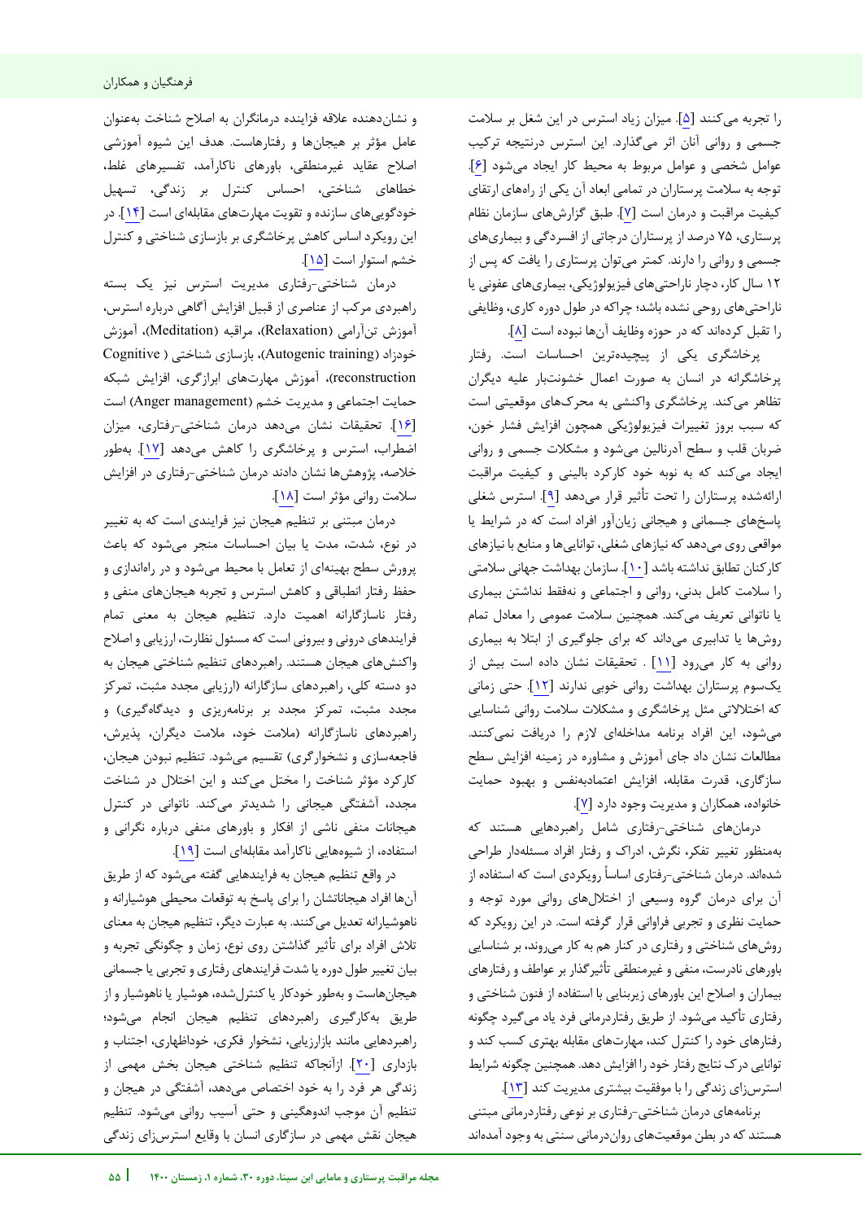را تجربه می‌کنند [۵]. میزان زیاد استرس در این شغل بر سلامت جسمی و روانی آنان اثر می‌گذارد. این استرس درنتیجه ترکیب عوامل شخصی و عوامل مربوط به محیط کار ایجاد می‌شود [۶]. توجه به سلامت پرستاران در تمامی ابعاد آن یکی از راه‌های ارتقای کیفیت مراقبت و درمان است [۷]. طبق گزارش‌های سازمان نظام پرستاری، ۷۵ درصد از پرستاران درجاتی از افسردگی و بیماری‌های جسمی و روانی را دارند. کمتر می‌توان پرستاری را یافت که پس از ۱۲ سال کار، دچار ناراحتی‌های فیزیولوژیکی، بیماری‌های عفونی یا ناراحتی‌های روحی نشده باشد؛ چراکه در طول دوره کاری، وظایفی را تقبل کرده‌اند که در حوزه وظایف آن‌ها نبوده است [۸].

پرخاشگری یکی از پیچیده‌ترین احساسات است. رفتار پرخاشگرانه در انسان به صورت اعمال خشونت‌بار علیه دیگران تظاهر می‌کند. پرخاشگری واکنشی به محرک‌های موقعیتی است که سبب بروز تغییرات فیزیولوژیکی همچون افزایش فشار خون، ضربان قلب و سطح آدرنالین می‌شود و مشکلات جسمی و روانی ایجاد می‌کند که به نوبه خود کارکرد بالینی و کیفیت مراقبت ارائه‌شده پرستاران را تحت تأثیر قرار می‌دهد [۹]. استرس شغلی پاسخ‌های جسمانی و هیجانی زیان‌آور افراد است که در شرایط یا مواقعی روی می‌دهد که نیازهای شغلی، توانایی‌ها و منابع با نیازهای کارکنان تطابق نداشته باشد [۱۰]. سازمان بهداشت جهانی سلامتی را سلامت کامل بدنی، روانی و اجتماعی و نه‌فقط نداشتن بیماری یا ناتوانی تعریف می‌کند. همچنین سلامت عمومی را معادل تمام روش‌ها یا تدابیری می‌داند که برای جلوگیری از ابتلا به بیماری روانی به کار می‌رود [۱۱] . تحقیقات نشان داده است بیش از یک‌سوم پرستاران بهداشت روانی خوبی ندارند [۱۲]. حتی زمانی که اختلالاتی مثل پرخاشگری و مشکلات سلامت روانی شناسایی می‌شود، این افراد برنامه مداخله‌ای لازم را دریافت نمی‌کنند. مطالعات نشان داد جای آموزش و مشاوره در زمینه افزایش سطح سازگاری، قدرت مقابله، افزایش اعتمادبه‌نفس و بهبود حمایت خانواده، همکاران و مدیریت وجود دارد [۷].

درمان‌های شناختی-رفتاری شامل راهبردهایی هستند که به‌منظور تغییر تفکر، نگرش، ادراک و رفتار افراد مسئله‌دار طراحی شده‌اند. درمان شناختی-رفتاری اساساً رویکردی است که استفاده از آن برای درمان گروه وسیعی از اختلال‌های روانی مورد توجه و حمایت نظری و تجربی فراوانی قرار گرفته است. در این رویکرد که روش‌های شناختی و رفتاری در کنار هم به کار می‌روند، بر شناسایی باورهای نادرست، منفی و غیرمنطقی تأثیرگذار بر عواطف و رفتارهای بیماران و اصلاح این باورهای زیربنایی با استفاده از فنون شناختی و رفتاری تأکید می‌شود. از طریق رفتاردرمانی فرد یاد می‌گیرد چگونه رفتارهای خود را کنترل کند، مهارت‌های مقابله بهتری کسب کند و توانایی درک نتایج رفتار خود را افزایش دهد. همچنین چگونه شرایط استرس‌زای زندگی را با موفقیت بیشتری مدیریت کند [۱۳].

برنامه‌های درمان شناختی-رفتاری بر نوعی رفتاردرمانی مبتنی هستند که در بطن موقعیت‌های روان‌درمانی سنتی به وجود آمده‌اند و نشان‌دهنده علاقه فزاینده درمانگران به اصلاح شناخت به‌عنوان عامل مؤثر بر هیجان‌ها و رفتارهاست. هدف این شیوه آموزشی اصلاح عقاید غیرمنطقی، باورهای ناکارآمد، تفسیرهای غلط، خطاهای شناختی، احساس کنترل بر زندگی، تسهیل خودگویی‌های سازنده و تقویت مهارت‌های مقابله‌ای است [۱۴]. در این رویکرد اساس کاهش پرخاشگری بر بازسازی شناختی و کنترل خشم استوار است [۱۵].

درمان شناختی-رفتاری مدیریت استرس نیز یک بسته راهبردی مرکب از عناصری از قبیل افزایش آگاهی درباره استرس، آموزش تن‌آرامی (Relaxation)، مراقبه (Meditation)، آموزش خودزاد (Autogenic training)، بازسازی شناختی (Cognitive reconstruction)، آموزش مهارت‌های ابزارگری، افزایش شبکه حمایت اجتماعی و مدیریت خشم (Anger management) است [۱۶]. تحقیقات نشان می‌دهد درمان شناختی-رفتاری، میزان اضطراب، استرس و پرخاشگری را کاهش می‌دهد [۱۷]. به‌طور خلاصه، پژوهش‌ها نشان دادند درمان شناختی-رفتاری در افزایش سلامت روانی مؤثر است [۱۸].

درمان مبتنی بر تنظیم هیجان نیز فرایندی است که به تغییر در نوع، شدت، مدت یا بیان احساسات منجر می‌شود که باعث پرورش سطح بهینه‌ای از تعامل با محیط می‌شود و در راه‌اندازی و حفظ رفتار انطباقی و کاهش استرس و تجربه هیجان‌های منفی و رفتار ناسازگارانه اهمیت دارد. تنظیم هیجان به معنی تمام فرایندهای درونی و بیرونی است که مسئول نظارت، ارزیابی و اصلاح واکنش‌های هیجان هستند. راهبردهای تنظیم شناختی هیجان به دو دسته کلی، راهبردهای سازگارانه (ارزیابی مجدد مثبت، تمرکز مجدد مثبت، تمرکز مجدد بر برنامه‌ریزی و دیدگاه‌گیری) و راهبردهای ناسازگارانه (ملامت خود، ملامت دیگران، پذیرش، فاجعه‌سازی و نشخوارگری) تقسیم می‌شود. تنظیم نبودن هیجان، کارکرد مؤثر شناخت را مختل می‌کند و این اختلال در شناخت مجدد، آشفتگی هیجانی را شدیدتر می‌کند. ناتوانی در کنترل هیجانات منفی ناشی از افکار و باورهای منفی درباره نگرانی و استفاده، از شیوه‌هایی ناکارآمد مقابله‌ای است [۱۹].

در واقع تنظیم هیجان به فرایندهایی گفته می‌شود که از طریق آن‌ها افراد هیجاناتشان را برای پاسخ به توقعات محیطی هوشیارانه و ناهوشیارانه تعدیل می‌کنند. به عبارت دیگر، تنظیم هیجان به معنای تلاش افراد برای تأثیر گذاشتن روی نوع، زمان و چگونگی تجربه و بیان تغییر طول دوره یا شدت فرایندهای رفتاری و تجربی یا جسمانی هیجان‌هاست و به‌طور خودکار یا کنترل‌شده، هوشیار یا ناهوشیار و از طریق به‌کارگیری راهبردهای تنظیم هیجان انجام می‌شود؛ راهبردهایی مانند بازارزیابی، نشخوار فکری، خوداظهاری، اجتناب و بازداری [۲۰]. ازآنجاکه تنظیم شناختی هیجان بخش مهمی از زندگی هر فرد را به خود اختصاص می‌دهد، آشفتگی در هیجان و تنظیم آن موجب اندوهگینی و حتی آسیب روانی می‌شود. تنظیم هیجان نقش مهمی در سازگاری انسان با وقایع استرس‌زای زندگی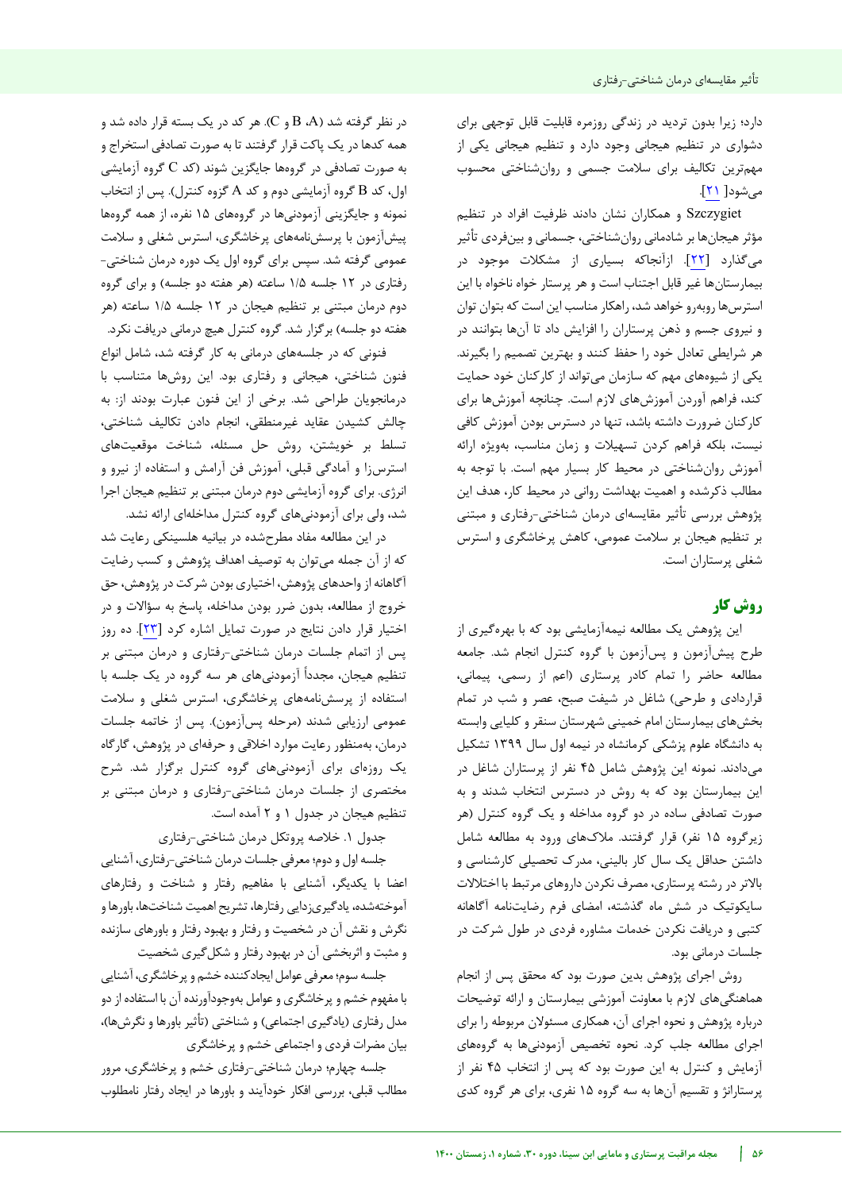دارد؛ زیرا بدون تردید در زندگی روزمره قابلیت قابل توجهی برای دشواری در تنظیم هیجانی وجود دارد و تنظیم هیجانی یکی از مهم‌ترین تکالیف برای سلامت جسمی و روان‌شناختی محسوب می‌شود[ [21] ].

Szczygiet و همکاران نشان دادند ظرفیت افراد در تنظیم مؤثر هیجان‌ها بر شادمانی روان‌شناختی، جسمانی و بین‌فردی تأثیر می‌گذارد [22]. ازآنجاکه بسیاری از مشکلات موجود در بیمارستان‌ها غیر قابل اجتناب است و هر پرستار خواه ناخواه با این استرس‌ها روبه‌رو خواهد شد، راهکار مناسب این است که بتوان توان و نیروی جسم و ذهن پرستاران را افزایش داد تا آن‌ها بتوانند در هر شرایطی تعادل خود را حفظ کنند و بهترین تصمیم را بگیرند. یکی از شیوه‌های مهم که سازمان می‌تواند از کارکنان خود حمایت کند، فراهم آوردن آموزش‌های لازم است. چنانچه آموزش‌ها برای کارکنان ضرورت داشته باشد، تنها در دسترس بودن آموزش کافی نیست، بلکه فراهم کردن تسهیلات و زمان مناسب، به‌ویژه ارائه آموزش روان‌شناختی در محیط کار بسیار مهم است. با توجه به مطالب ذکرشده و اهمیت بهداشت روانی در محیط کار، هدف این پژوهش بررسی تأثیر مقایسه‌ای درمان شناختی-رفتاری و مبتنی بر تنظیم هیجان بر سلامت عمومی، کاهش پرخاشگری و استرس شغلی پرستاران است.

## روش کار

این پژوهش یک مطالعه نیمه‌آزمایشی بود که با بهره‌گیری از طرح پیش‌آزمون و پس‌آزمون با گروه کنترل انجام شد. جامعه مطالعه حاضر را تمام کادر پرستاری (اعم از رسمی، پیمانی، قراردادی و طرحی) شاغل در شیفت صبح، عصر و شب در تمام بخش‌های بیمارستان امام خمینی شهرستان سنقر و کلیایی وابسته به دانشگاه علوم پزشکی کرمانشاه در نیمه اول سال ۱۳۹۹ تشکیل می‌دادند. نمونه این پژوهش شامل ۴۵ نفر از پرستاران شاغل در این بیمارستان بود که به روش در دسترس انتخاب شدند و به صورت تصادفی ساده در دو گروه مداخله و یک گروه کنترل (هر زیرگروه ۱۵ نفر) قرار گرفتند. ملاک‌های ورود به مطالعه شامل داشتن حداقل یک سال کار بالینی، مدرک تحصیلی کارشناسی و بالاتر در رشته پرستاری، مصرف نکردن داروهای مرتبط با اختلالات سایکوتیک در شش ماه گذشته، امضای فرم رضایت‌نامه آگاهانه کتبی و دریافت نکردن خدمات مشاوره فردی در طول شرکت در جلسات درمانی بود.

روش اجرای پژوهش بدین صورت بود که محقق پس از انجام هماهنگی‌های لازم با معاونت آموزشی بیمارستان و ارائه توضیحات درباره پژوهش و نحوه اجرای آن، همکاری مسئولان مربوطه را برای اجرای مطالعه جلب کرد. نحوه تخصیص آزمودنی‌ها به گروه‌های آزمایش و کنترل به این صورت بود که پس از انتخاب ۴۵ نفر از پرستاران و تقسیم آن‌ها به سه گروه ۱۵ نفری، برای هر گروه کدی در نظر گرفته شد (A، B و C). هر کد در یک بسته قرار داده شد و همه کدها در یک پاکت قرار گرفتند تا به صورت تصادفی استخراج و به صورت تصادفی در گروه‌ها جایگزین شوند (کد C گروه آزمایشی اول، کد B گروه آزمایشی دوم و کد A گروه کنترل). پس از انتخاب نمونه و جایگزینی آزمودنی‌ها در گروه‌های ۱۵ نفره، از همه گروه‌ها پیش‌آزمون با پرسش‌نامه‌های پرخاشگری، استرس شغلی و سلامت عمومی گرفته شد. سپس برای گروه اول یک دوره درمان شناختی-رفتاری در ۱۲ جلسه ۱/۵ ساعته (هر هفته دو جلسه) و برای گروه دوم درمان مبتنی بر تنظیم هیجان در ۱۲ جلسه ۱/۵ ساعته (هر هفته دو جلسه) برگزار شد. گروه کنترل هیچ درمانی دریافت نکرد.

فنونی که در جلسه‌های درمانی به کار گرفته شد، شامل انواع فنون شناختی، هیجانی و رفتاری بود. این روش‌ها متناسب با درمانجویان طراحی شد. برخی از این فنون عبارت بودند از: به چالش کشیدن عقاید غیرمنطقی، انجام دادن تکالیف شناختی، تسلط بر خویشتن، روش حل مسئله، شناخت موقعیت‌های استرس‌زا و آمادگی قبلی، آموزش فن آرامش و استفاده از نیرو و انرژی. برای گروه آزمایشی دوم درمان مبتنی بر تنظیم هیجان اجرا شد، ولی برای آزمودنی‌های گروه کنترل مداخله‌ای ارائه نشد.

در این مطالعه مفاد مطرح‌شده در بیانیه هلسینکی رعایت شد که از آن جمله می‌توان به توصیف اهداف پژوهش و کسب رضایت آگاهانه از واحدهای پژوهش، اختیاری بودن شرکت در پژوهش، حق خروج از مطالعه، بدون ضرر بودن مداخله، پاسخ به سؤالات و در اختیار قرار دادن نتایج در صورت تمایل اشاره کرد [23]. ده روز پس از اتمام جلسات درمان شناختی-رفتاری و درمان مبتنی بر تنظیم هیجان، مجدداً آزمودنی‌های هر سه گروه در یک جلسه با استفاده از پرسش‌نامه‌های پرخاشگری، استرس شغلی و سلامت عمومی ارزیابی شدند (مرحله پس‌آزمون). پس از خاتمه جلسات درمان، به‌منظور رعایت موارد اخلاقی و حرفه‌ای در پژوهش، کارگاه یک روزه‌ای برای آزمودنی‌های گروه کنترل برگزار شد. شرح مختصری از جلسات درمان شناختی-رفتاری و درمان مبتنی بر تنظیم هیجان در جدول ۱ و ۲ آمده است.

جدول ۱. خلاصه پروتکل درمان شناختی-رفتاری

جلسه اول و دوم؛ معرفی جلسات درمان شناختی-رفتاری، آشنایی اعضا با یکدیگر، آشنایی با مفاهیم رفتار و شناخت و رفتارهای آموخته‌شده، یادگیری‌زدایی رفتارها، تشریح اهمیت شناخت‌ها، باورها و نگرش و نقش آن در شخصیت و رفتار و بهبود رفتار و باورهای سازنده و مثبت و اثربخشی آن در بهبود رفتار و شکل‌گیری شخصیت

جلسه سوم؛ معرفی عوامل ایجادکننده خشم و پرخاشگری، آشنایی با مفهوم خشم و پرخاشگری و عوامل به‌وجودآورنده آن با استفاده از دو مدل رفتاری (یادگیری اجتماعی) و شناختی (تأثیر باورها و نگرش‌ها)، بیان مضرات فردی و اجتماعی خشم و پرخاشگری

جلسه چهارم؛ درمان شناختی-رفتاری خشم و پرخاشگری، مرور مطالب قبلی، بررسی افکار خودآیند و باورها در ایجاد رفتار نامطلوب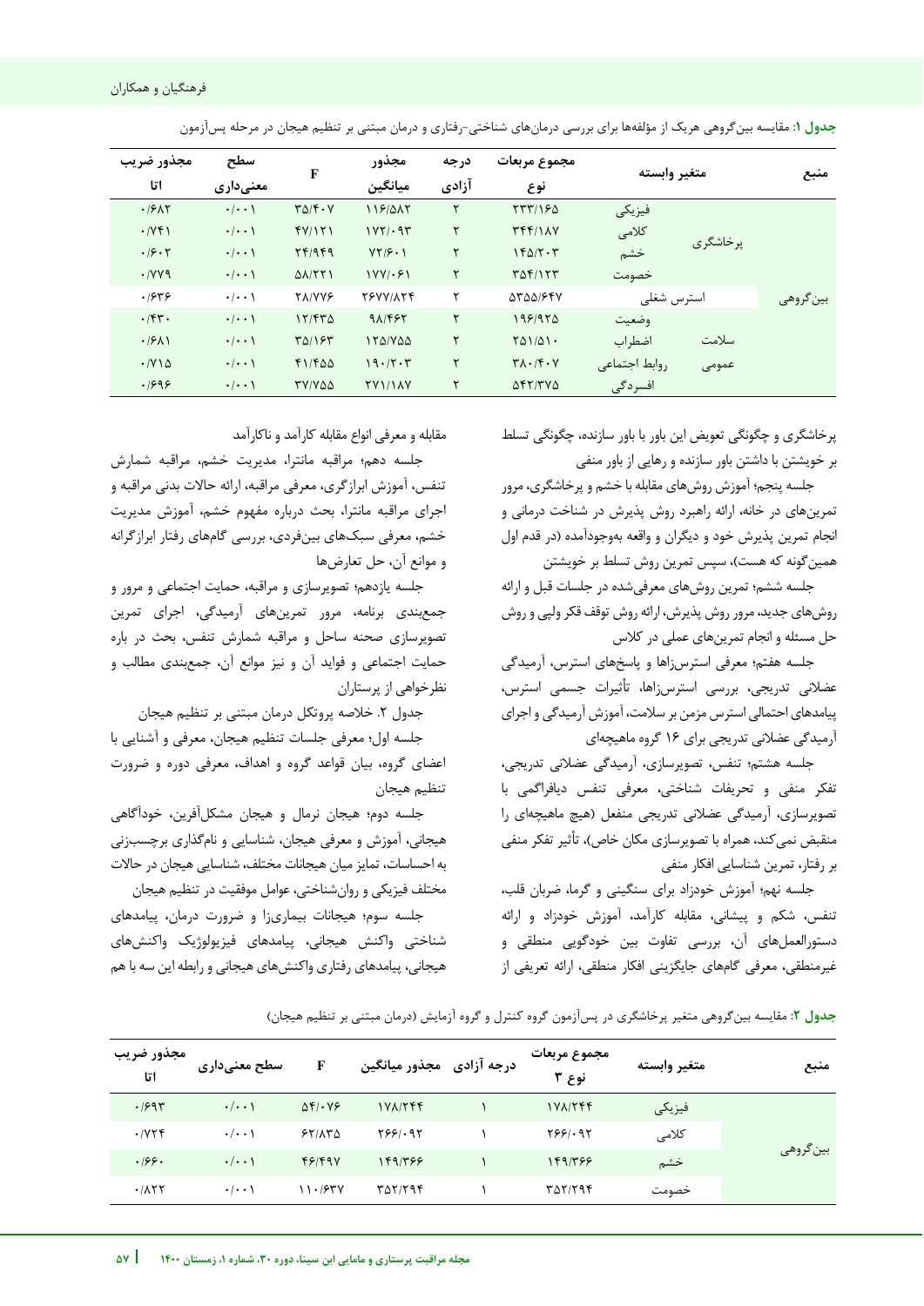**جدول ۱:** مقایسه بین‌گروهی هریک از مؤلفه‌ها برای بررسی درمان‌های شناختی-رفتاری و درمان مبتنی بر تنظیم هیجان در مرحله پس‌آزمون

| منبع | متغیر وابسته | | مجموع مربعات نوع | درجه آزادی | مجذور میانگین | F | سطح معنی‌داری | مجذور ضریب اتا |
|---|---|---|---|---|---|---|---|---|
| بین‌گروهی | پرخاشگری | فیزیکی | ۲۳۳/۱۶۵ | ۲ | ۱۱۶/۵۸۲ | ۳۵/۴۰۷ | ۰/۰۰۱ | ۰/۶۸۲ |
| | | کلامی | ۳۴۴/۱۸۷ | ۲ | ۱۷۲/۰۹۳ | ۴۷/۱۲۱ | ۰/۰۰۱ | ۰/۷۴۱ |
| | | خشم | ۱۴۵/۲۰۳ | ۲ | ۷۲/۶۰۱ | ۲۴/۹۴۹ | ۰/۰۰۱ | ۰/۶۰۲ |
| | | خصومت | ۳۵۴/۱۲۳ | ۲ | ۱۷۷/۰۶۱ | ۵۸/۲۲۱ | ۰/۰۰۱ | ۰/۷۷۹ |
| | استرس شغلی | | ۵۳۵۵/۶۴۷ | ۲ | ۲۶۷۷/۸۲۴ | ۲۸/۷۷۶ | ۰/۰۰۱ | ۰/۶۳۶ |
| | سلامت عمومی | وضعیت | ۱۹۶/۹۲۵ | ۲ | ۹۸/۴۶۲ | ۱۲/۴۳۵ | ۰/۰۰۱ | ۰/۴۳۰ |
| | | اضطراب | ۲۵۱/۵۱۰ | ۲ | ۱۲۵/۷۵۵ | ۳۵/۱۶۳ | ۰/۰۰۱ | ۰/۶۸۱ |
| | | روابط اجتماعی | ۳۸۰/۴۰۷ | ۲ | ۱۹۰/۲۰۳ | ۴۱/۴۵۵ | ۰/۰۰۱ | ۰/۷۱۵ |
| | | افسردگی | ۵۴۲/۳۷۵ | ۲ | ۲۷۱/۱۸۷ | ۳۷/۷۵۵ | ۰/۰۰۱ | ۰/۶۹۶ |

پرخاشگری و چگونگی تعویض این باور با باور سازنده، چگونگی تسلط بر خویشتن با داشتن باور سازنده و رهایی از باور منفی

جلسه پنجم؛ آموزش روش‌های مقابله با خشم و پرخاشگری، مرور تمرین‌های در خانه، ارائه راهبرد روش پذیرش در شناخت درمانی و انجام تمرین پذیرش خود و دیگران و واقعه به‌وجودآمده (در قدم اول همین‌گونه که هست)، سپس تمرین روش تسلط بر خویشتن

جلسه ششم؛ تمرین روش‌های معرفی‌شده در جلسات قبل و ارائه روش‌های جدید، مرور روش پذیرش، ارائه روش توقف فکر ولپی و روش حل مسئله و انجام تمرین‌های عملی در کلاس

جلسه هفتم؛ معرفی استرس‌زاها و پاسخ‌های استرس، آرمیدگی عضلانی تدریجی، بررسی استرس‌زاها، تأثیرات جسمی استرس، پیامدهای احتمالی استرس مزمن بر سلامت، آموزش آرمیدگی و اجرای آرمیدگی عضلانی تدریجی برای ۱۶ گروه ماهیچه‌ای

جلسه هشتم؛ تنفس، تصویرسازی، آرمیدگی عضلانی تدریجی، تفکر منفی و تحریفات شناختی، معرفی تنفس دیافراگمی با تصویرسازی، آرمیدگی عضلانی تدریجی منفعل (هیچ ماهیچه‌ای را منقبض نمی‌کند، همراه با تصویرسازی مکان خاص)، تأثیر تفکر منفی بر رفتار، تمرین شناسایی افکار منفی

جلسه نهم؛ آموزش خودزاد برای سنگینی و گرما، ضربان قلب، تنفس، شکم و پیشانی، مقابله کارآمد، آموزش خودزاد و ارائه دستورالعمل‌های آن، بررسی تفاوت بین خودگویی منطقی و غیرمنطقی، معرفی گام‌های جایگزینی افکار منطقی، ارائه تعریفی از مقابله و معرفی انواع مقابله کارآمد و ناکارآمد

جلسه دهم؛ مراقبه مانترا، مدیریت خشم، مراقبه شمارش تنفس، آموزش ابزارگری، معرفی مراقبه، ارائه حالات بدنی مراقبه و اجرای مراقبه مانترا، بحث درباره مفهوم خشم، آموزش مدیریت خشم، معرفی سبک‌های بین‌فردی، بررسی گام‌های رفتار ابزارگرانه و موانع آن، حل تعارض‌ها

جلسه یازدهم؛ تصویرسازی و مراقبه، حمایت اجتماعی و مرور و جمع‌بندی برنامه، مرور تمرین‌های آرمیدگی، اجرای تمرین تصویرسازی صحنه ساحل و مراقبه شمارش تنفس، بحث در باره حمایت اجتماعی و فواید آن و نیز موانع آن، جمع‌بندی مطالب و نظرخواهی از پرستاران

جدول ۲. خلاصه پروتکل درمان مبتنی بر تنظیم هیجان

جلسه اول؛ معرفی جلسات تنظیم هیجان، معرفی و آشنایی با اعضای گروه، بیان قواعد گروه و اهداف، معرفی دوره و ضرورت تنظیم هیجان

جلسه دوم؛ هیجان نرمال و هیجان مشکل‌آفرین، خودآگاهی هیجانی، آموزش و معرفی هیجان، شناسایی و نام‌گذاری برچسب‌زنی به احساسات، تمایز میان هیجانات مختلف، شناسایی هیجان در حالات مختلف فیزیکی و روان‌شناختی، عوامل موفقیت در تنظیم هیجان

جلسه سوم؛ هیجانات بیماری‌زا و ضرورت درمان، پیامدهای شناختی واکنش هیجانی، پیامدهای فیزیولوژیک واکنش‌های هیجانی، پیامدهای رفتاری واکنش‌های هیجانی و رابطه این سه با هم

**جدول ۲:** مقایسه بین‌گروهی متغیر پرخاشگری در پس‌آزمون گروه کنترل و گروه آزمایش (درمان مبتنی بر تنظیم هیجان)

| منبع | متغیر وابسته | مجموع مربعات نوع ۳ | درجه آزادی | مجذور میانگین | F | سطح معنی‌داری | مجذور ضریب اتا |
|---|---|---|---|---|---|---|---|
| بین‌گروهی | فیزیکی | ۱۷۸/۲۴۴ | ۱ | ۱۷۸/۲۴۴ | ۵۴/۰۷۶ | ۰/۰۰۱ | ۰/۶۹۳ |
| | کلامی | ۲۶۶/۰۹۲ | ۱ | ۲۶۶/۰۹۲ | ۶۲/۸۳۵ | ۰/۰۰۱ | ۰/۷۲۴ |
| | خشم | ۱۴۹/۳۶۶ | ۱ | ۱۴۹/۳۶۶ | ۴۶/۴۹۷ | ۰/۰۰۱ | ۰/۶۶۰ |
| | خصومت | ۳۵۲/۲۹۴ | ۱ | ۳۵۲/۲۹۴ | ۱۱۰/۶۳۷ | ۰/۰۰۱ | ۰/۸۲۲ |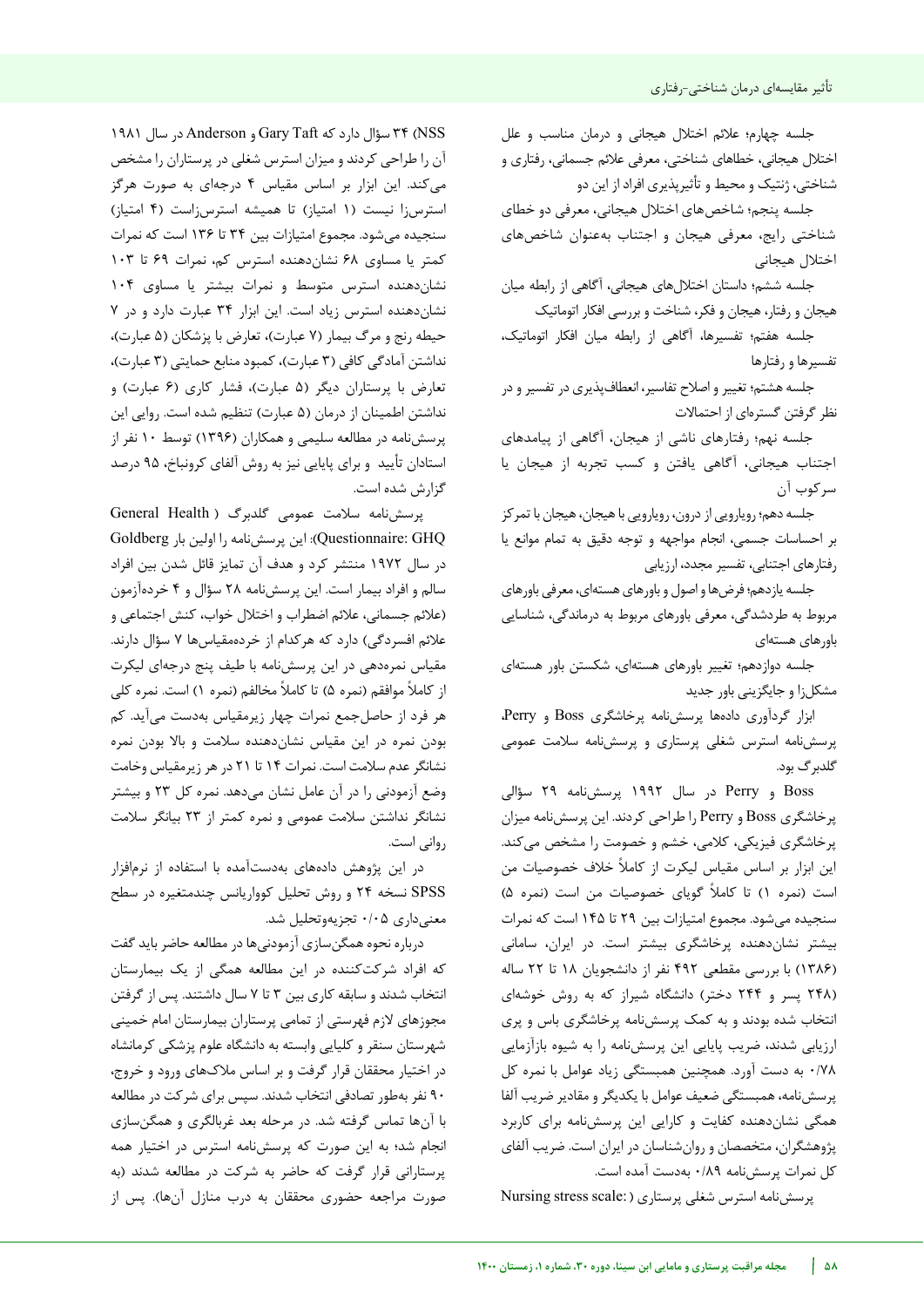جلسه چهارم؛ علائم اختلال هیجانی و درمان مناسب و علل اختلال هیجانی، خطاهای شناختی، معرفی علائم جسمانی، رفتاری و شناختی، ژنتیک و محیط و تأثیرپذیری افراد از این دو

جلسه پنجم؛ شاخص‌های اختلال هیجانی، معرفی دو خطای شناختی رایج، معرفی هیجان و اجتناب به‌عنوان شاخص‌های اختلال هیجانی

جلسه ششم؛ داستان اختلال‌های هیجانی، آگاهی از رابطه میان هیجان و رفتار، هیجان و فکر، شناخت و بررسی افکار اتوماتیک

جلسه هفتم؛ تفسیرها، آگاهی از رابطه میان افکار اتوماتیک، تفسیرها و رفتارها

جلسه هشتم؛ تغییر و اصلاح تفاسیر، انعطاف‌پذیری در تفسیر و در نظر گرفتن گستره‌ای از احتمالات

جلسه نهم؛ رفتارهای ناشی از هیجان، آگاهی از پیامدهای اجتناب هیجانی، آگاهی یافتن و کسب تجربه از هیجان یا سرکوب آن

جلسه دهم؛ رویارویی از درون، رویارویی با هیجان، هیجان با تمرکز بر احساسات جسمی، انجام مواجهه و توجه دقیق به تمام موانع یا رفتارهای اجتنابی، تفسیر مجدد، ارزیابی

جلسه یازدهم؛ فرض‌ها و اصول و باورهای هسته‌ای، معرفی باورهای مربوط به طردشدگی، معرفی باورهای مربوط به درماندگی، شناسایی باورهای هسته‌ای

جلسه دوازدهم؛ تغییر باورهای هسته‌ای، شکستن باور هسته‌ای مشکل‌زا و جایگزینی باور جدید

ابزار گردآوری داده‌ها پرسش‌نامه پرخاشگری Boss و Perry، پرسش‌نامه استرس شغلی پرستاری و پرسش‌نامه سلامت عمومی گلدبرگ بود.

Boss و Perry در سال ۱۹۹۲ پرسش‌نامه ۲۹ سؤالی پرخاشگری Boss و Perry را طراحی کردند. این پرسش‌نامه میزان پرخاشگری فیزیکی، کلامی، خشم و خصومت را مشخص می‌کند. این ابزار بر اساس مقیاس لیکرت از کاملاً خلاف خصوصیات من است (نمره ۱) تا کاملاً گویای خصوصیات من است (نمره ۵) سنجیده می‌شود. مجموع امتیازات بین ۲۹ تا ۱۴۵ است که نمرات بیشتر نشان‌دهنده پرخاشگری بیشتر است. در ایران، سامانی (۱۳۸۶) با بررسی مقطعی ۴۹۲ نفر از دانشجویان ۱۸ تا ۲۲ ساله (۲۴۸ پسر و ۲۴۴ دختر) دانشگاه شیراز که به روش خوشه‌ای انتخاب شده بودند و به کمک پرسش‌نامه پرخاشگری باس و پری ارزیابی شدند، ضریب پایایی این پرسش‌نامه را به شیوه بازآزمایی ۰/۷۸ به دست آورد. همچنین همبستگی زیاد عوامل با نمره کل پرسش‌نامه، همبستگی ضعیف عوامل با یکدیگر و مقادیر ضریب آلفا همگی نشان‌دهنده کفایت و کارایی این پرسش‌نامه برای کاربرد پژوهشگران، متخصصان و روان‌شناسان در ایران است. ضریب آلفای کل نمرات پرسش‌نامه ۰/۸۹ به‌دست آمده است.

پرسش‌نامه استرس شغلی پرستاری (Nursing stress scale: NSS) ۳۴ سؤال دارد که Gary Taft و Anderson در سال ۱۹۸۱ آن را طراحی کردند و میزان استرس شغلی در پرستاران را مشخص می‌کند. این ابزار بر اساس مقیاس ۴ درجه‌ای به صورت هرگز استرس‌زا نیست (۱ امتیاز) تا همیشه استرس‌زاست (۴ امتیاز) سنجیده می‌شود. مجموع امتیازات بین ۳۴ تا ۱۳۶ است که نمرات کمتر یا مساوی ۶۸ نشان‌دهنده استرس کم، نمرات ۶۹ تا ۱۰۳ نشان‌دهنده استرس متوسط و نمرات بیشتر یا مساوی ۱۰۴ نشان‌دهنده استرس زیاد است. این ابزار ۳۴ عبارت دارد و در ۷ حیطه رنج و مرگ بیمار (۷ عبارت)، تعارض با پزشکان (۵ عبارت)، نداشتن آمادگی کافی (۳ عبارت)، کمبود منابع حمایتی (۳ عبارت)، تعارض با پرستاران دیگر (۵ عبارت)، فشار کاری (۶ عبارت) و نداشتن اطمینان از درمان (۵ عبارت) تنظیم شده است. روایی این پرسش‌نامه در مطالعه سلیمی و همکاران (۱۳۹۶) توسط ۱۰ نفر از استادان تأیید و برای پایایی نیز به روش آلفای کرونباخ، ۹۵ درصد گزارش شده است.

پرسش‌نامه سلامت عمومی گلدبرگ (General Health Questionnaire: GHQ): این پرسش‌نامه را اولین بار Goldberg در سال ۱۹۷۲ منتشر کرد و هدف آن تمایز قائل شدن بین افراد سالم و افراد بیمار است. این پرسش‌نامه ۲۸ سؤال و ۴ خرده‌آزمون (علائم جسمانی، علائم اضطراب و اختلال خواب، کنش اجتماعی و علائم افسردگی) دارد که هرکدام از خرده‌مقیاس‌ها ۷ سؤال دارند. مقیاس نمره‌دهی در این پرسش‌نامه با طیف پنج درجه‌ای لیکرت از کاملاً موافقم (نمره ۵) تا کاملاً مخالفم (نمره ۱) است. نمره کلی هر فرد از حاصل‌جمع نمرات چهار زیرمقیاس به‌دست می‌آید. کم بودن نمره در این مقیاس نشان‌دهنده سلامت و بالا بودن نمره نشانگر عدم سلامت است. نمرات ۱۴ تا ۲۱ در هر زیرمقیاس وخامت وضع آزمودنی را در آن عامل نشان می‌دهد. نمره کل ۲۳ و بیشتر نشانگر نداشتن سلامت عمومی و نمره کمتر از ۲۳ بیانگر سلامت روانی است.

در این پژوهش داده‌های به‌دست‌آمده با استفاده از نرم‌افزار SPSS نسخه ۲۴ و روش تحلیل کوواریانس چندمتغیره در سطح معنی‌داری ۰/۰۵ تجزیه‌وتحلیل شد.

درباره نحوه همگن‌سازی آزمودنی‌ها در مطالعه حاضر باید گفت که افراد شرکت‌کننده در این مطالعه همگی از یک بیمارستان انتخاب شدند و سابقه کاری بین ۳ تا ۷ سال داشتند. پس از گرفتن مجوزهای لازم فهرستی از تمامی پرستاران بیمارستان امام خمینی شهرستان سنقر و کلیایی وابسته به دانشگاه علوم پزشکی کرمانشاه در اختیار محققان قرار گرفت و بر اساس ملاک‌های ورود و خروج، ۹۰ نفر به‌طور تصادفی انتخاب شدند. سپس برای شرکت در مطالعه با آن‌ها تماس گرفته شد. در مرحله بعد غربالگری و همگن‌سازی انجام شد؛ به این صورت که پرسش‌نامه استرس در اختیار همه پرستارانی قرار گرفت که حاضر به شرکت در مطالعه شدند (به صورت مراجعه حضوری محققان به درب منازل آن‌ها). پس از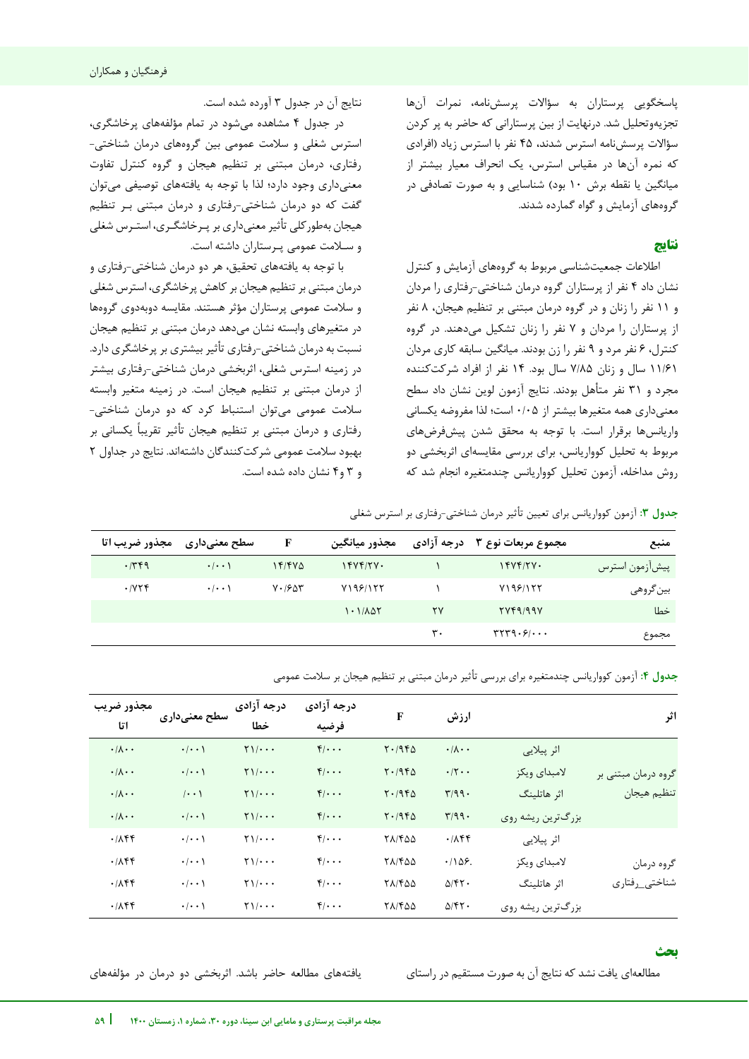پاسخگویی پرستاران به سؤالات پرسش‌نامه، نمرات آن‌ها تجزیه‌وتحلیل شد. درنهایت از بین پرستارانی که حاضر به پر کردن سؤالات پرسش‌نامه استرس شدند، ۴۵ نفر با استرس زیاد (افرادی که نمره آن‌ها در مقیاس استرس، یک انحراف معیار بیشتر از میانگین یا نقطه برش ۱۰ بود) شناسایی و به صورت تصادفی در گروه‌های آزمایش و گواه گمارده شدند.

## نتایج

اطلاعات جمعیت‌شناسی مربوط به گروه‌های آزمایش و کنترل نشان داد ۴ نفر از پرستاران گروه درمان شناختی-رفتاری را مردان و ۱۱ نفر را زنان و در گروه درمان مبتنی بر تنظیم هیجان، ۸ نفر از پرستاران را مردان و ۷ نفر را زنان تشکیل می‌دهند. در گروه کنترل، ۶ نفر مرد و ۹ نفر را زن بودند. میانگین سابقه کاری مردان ۱۱/۶۱ سال و زنان ۷/۸۵ سال بود. ۱۴ نفر از افراد شرکت‌کننده مجرد و ۳۱ نفر متأهل بودند. نتایج آزمون لوین نشان داد سطح معنی‌داری همه متغیرها بیشتر از ۰/۰۵ است؛ لذا مفروضه یکسانی واریانس‌ها برقرار است. با توجه به محقق شدن پیش‌فرض‌های مربوط به تحلیل کوواریانس، برای بررسی مقایسه‌ای اثربخشی دو روش مداخله، آزمون تحلیل کوواریانس چندمتغیره انجام شد که نتایج آن در جدول ۳ آورده شده است.

در جدول ۴ مشاهده می‌شود در تمام مؤلفه‌های پرخاشگری، استرس شغلی و سلامت عمومی بین گروه‌های درمان شناختی-رفتاری، درمان مبتنی بر تنظیم هیجان و گروه کنترل تفاوت معنی‌داری وجود دارد؛ لذا با توجه به یافته‌های توصیفی می‌توان گفت که دو درمان شناختی-رفتاری و درمان مبتنی بر تنظیم هیجان به‌طورکلی تأثیر معنی‌داری بر پرخاشگری، استرس شغلی و سلامت عمومی پرستاران داشته است.

با توجه به یافته‌های تحقیق، هر دو درمان شناختی-رفتاری و درمان مبتنی بر تنظیم هیجان بر کاهش پرخاشگری، استرس شغلی و سلامت عمومی پرستاران مؤثر هستند. مقایسه دوبه‌دوی گروه‌ها در متغیرهای وابسته نشان می‌دهد درمان مبتنی بر تنظیم هیجان نسبت به درمان شناختی-رفتاری تأثیر بیشتری بر پرخاشگری دارد. در زمینه استرس شغلی، اثربخشی درمان شناختی-رفتاری بیشتر از درمان مبتنی بر تنظیم هیجان است. در زمینه متغیر وابسته سلامت عمومی می‌توان استنباط کرد که دو درمان شناختی-رفتاری و درمان مبتنی بر تنظیم هیجان تأثیر تقریباً یکسانی بر بهبود سلامت عمومی شرکت‌کنندگان داشته‌اند. نتایج در جداول ۲ و ۳ و ۴ نشان داده شده است.

**جدول ۳:** آزمون کوواریانس برای تعیین تأثیر درمان شناختی-رفتاری بر استرس شغلی

| منبع | مجموع مربعات نوع ۳ | درجه آزادی | مجذور میانگین | F | سطح معنی‌داری | مجذور ضریب اتا |
|---|---|---|---|---|---|---|
| پیش‌آزمون استرس | ۱۴۷۴/۲۷۰ | ۱ | ۱۴۷۴/۲۷۰ | ۱۴/۴۷۵ | ۰/۰۰۱ | ۰/۳۴۹ |
| بین‌گروهی | ۷۱۹۶/۱۲۲ | ۱ | ۷۱۹۶/۱۲۲ | ۷۰/۶۵۳ | ۰/۰۰۱ | ۰/۷۲۴ |
| خطا | ۲۷۴۹/۹۹۷ | ۲۷ | ۱۰۱/۸۵۲ | | | |
| مجموع | ۳۲۳۹۰۶/۰۰۰ | ۳۰ | | | | |

**جدول ۴:** آزمون کوواریانس چندمتغیره برای بررسی تأثیر درمان مبتنی بر تنظیم هیجان بر سلامت عمومی

| اثر | | ارزش | F | درجه آزادی فرضیه | درجه آزادی خطا | سطح معنی‌داری | مجذور ضریب اتا |
|---|---|---|---|---|---|---|---|
| گروه درمان مبتنی بر تنظیم هیجان | اثر پیلایی | ۰/۸۰۰ | ۲۰/۹۴۵ | ۴/۰۰۰ | ۲۱/۰۰۰ | ۰/۰۰۱ | ۰/۸۰۰ |
| | لامبدای ویکز | ۰/۲۰۰ | ۲۰/۹۴۵ | ۴/۰۰۰ | ۲۱/۰۰۰ | ۰/۰۰۱ | ۰/۸۰۰ |
| | اثر هاتلینگ | ۳/۹۹۰ | ۲۰/۹۴۵ | ۴/۰۰۰ | ۲۱/۰۰۰ | /۰۰۱ | ۰/۸۰۰ |
| | بزرگ‌ترین ریشه روی | ۳/۹۹۰ | ۲۰/۹۴۵ | ۴/۰۰۰ | ۲۱/۰۰۰ | ۰/۰۰۱ | ۰/۸۰۰ |
| گروه درمان شناختی_رفتاری | اثر پیلایی | ۰/۸۴۴ | ۲۸/۴۵۵ | ۴/۰۰۰ | ۲۱/۰۰۰ | ۰/۰۰۱ | ۰/۸۴۴ |
| | لامبدای ویکز | ۰/۱۵۶. | ۲۸/۴۵۵ | ۴/۰۰۰ | ۲۱/۰۰۰ | ۰/۰۰۱ | ۰/۸۴۴ |
| | اثر هاتلینگ | ۵/۴۲۰ | ۲۸/۴۵۵ | ۴/۰۰۰ | ۲۱/۰۰۰ | ۰/۰۰۱ | ۰/۸۴۴ |
| | بزرگ‌ترین ریشه روی | ۵/۴۲۰ | ۲۸/۴۵۵ | ۴/۰۰۰ | ۲۱/۰۰۰ | ۰/۰۰۱ | ۰/۸۴۴ |

## بحث

مطالعه‌ای یافت نشد که نتایج آن به صورت مستقیم در راستای یافته‌های مطالعه حاضر باشد. اثربخشی دو درمان در مؤلفه‌های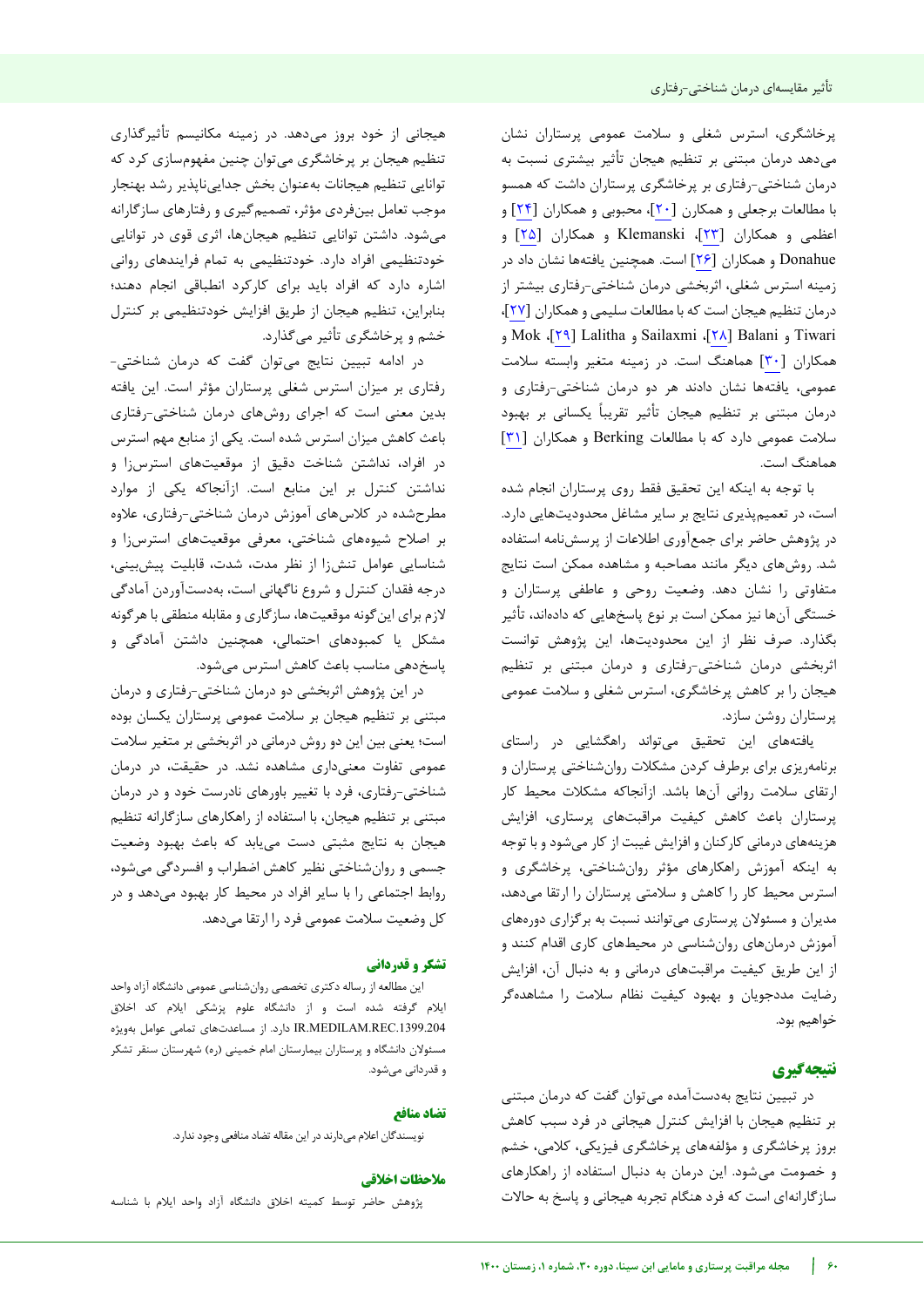پرخاشگری، استرس شغلی و سلامت عمومی پرستاران نشان می‌دهد درمان مبتنی بر تنظیم هیجان تأثیر بیشتری نسبت به درمان شناختی-رفتاری بر پرخاشگری پرستاران داشت که همسو با مطالعات برجعلی و همکارن [۲۰]، محبوبی و همکاران [۲۴] و اعظمی و همکاران [۲۳]، Klemanski و همکاران [۲۵] و Donahue و همکاران [۲۶] است. همچنین یافته‌ها نشان داد در زمینه استرس شغلی، اثربخشی درمان شناختی-رفتاری بیشتر از درمان تنظیم هیجان است که با مطالعات سلیمی و همکاران [۲۷]، Tiwari و Balani [۲۸]، Sailaxmi و Lalitha [۲۹]، Mok و همکاران [۳۰] هماهنگ است. در زمینه متغیر وابسته سلامت عمومی، یافته‌ها نشان دادند هر دو درمان شناختی-رفتاری و درمان مبتنی بر تنظیم هیجان تأثیر تقریباً یکسانی بر بهبود سلامت عمومی دارد که با مطالعات Berking و همکاران [۳۱] هماهنگ است.

با توجه به اینکه این تحقیق فقط روی پرستاران انجام شده است، در تعمیم‌پذیری نتایج بر سایر مشاغل محدودیت‌هایی دارد. در پژوهش حاضر برای جمع‌آوری اطلاعات از پرسش‌نامه استفاده شد. روش‌های دیگر مانند مصاحبه و مشاهده ممکن است نتایج متفاوتی را نشان دهد. وضعیت روحی و عاطفی پرستاران و خستگی آن‌ها نیز ممکن است بر نوع پاسخ‌هایی که داده‌اند، تأثیر بگذارد. صرف نظر از این محدودیت‌ها، این پژوهش توانست اثربخشی درمان شناختی-رفتاری و درمان مبتنی بر تنظیم هیجان را بر کاهش پرخاشگری، استرس شغلی و سلامت عمومی پرستاران روشن سازد.

یافته‌های این تحقیق می‌تواند راهگشایی در راستای برنامه‌ریزی برای برطرف کردن مشکلات روان‌شناختی پرستاران و ارتقای سلامت روانی آن‌ها باشد. ازآنجاکه مشکلات محیط کار پرستاران باعث کاهش کیفیت مراقبت‌های پرستاری، افزایش هزینه‌های درمانی کارکنان و افزایش غیبت از کار می‌شود و با توجه به اینکه آموزش راهکارهای مؤثر روان‌شناختی، پرخاشگری و استرس محیط کار را کاهش و سلامتی پرستاران را ارتقا می‌دهد، مدیران و مسئولان پرستاری می‌توانند نسبت به برگزاری دوره‌های آموزش درمان‌های روان‌شناسی در محیط‌های کاری اقدام کنند و از این طریق کیفیت مراقبت‌های درمانی و به دنبال آن، افزایش رضایت مددجویان و بهبود کیفیت نظام سلامت را مشاهده‌گر خواهیم بود.

## نتیجه‌گیری

در تبیین نتایج به‌دست‌آمده می‌توان گفت که درمان مبتنی بر تنظیم هیجان با افزایش کنترل هیجانی در فرد سبب کاهش بروز پرخاشگری و مؤلفه‌های پرخاشگری فیزیکی، کلامی، خشم و خصومت می‌شود. این درمان به دنبال استفاده از راهکارهای سازگارانه‌ای است که فرد هنگام تجربه هیجانی و پاسخ به حالات هیجانی از خود بروز می‌دهد. در زمینه مکانیسم تأثیرگذاری تنظیم هیجان بر پرخاشگری می‌توان چنین مفهوم‌سازی کرد که توانایی تنظیم هیجانات به‌عنوان بخش جدایی‌ناپذیر رشد بهنجار موجب تعامل بین‌فردی مؤثر، تصمیم‌گیری و رفتارهای سازگارانه می‌شود. داشتن توانایی تنظیم هیجان‌ها، اثری قوی در توانایی خودتنظیمی افراد دارد. خودتنظیمی به تمام فرایندهای روانی اشاره دارد که افراد باید برای کارکرد انطباقی انجام دهند؛ بنابراین، تنظیم هیجان از طریق افزایش خودتنظیمی بر کنترل خشم و پرخاشگری تأثیر می‌گذارد.

در ادامه تبیین نتایج می‌توان گفت که درمان شناختی-رفتاری بر میزان استرس شغلی پرستاران مؤثر است. این یافته بدین معنی است که اجرای روش‌های درمان شناختی-رفتاری باعث کاهش میزان استرس شده است. یکی از منابع مهم استرس در افراد، نداشتن شناخت دقیق از موقعیت‌های استرس‌زا و نداشتن کنترل بر این منابع است. ازآنجاکه یکی از موارد مطرح‌شده در کلاس‌های آموزش درمان شناختی-رفتاری، علاوه بر اصلاح شیوه‌های شناختی، معرفی موقعیت‌های استرس‌زا و شناسایی عوامل تنش‌زا از نظر مدت، شدت، قابلیت پیش‌بینی، درجه فقدان کنترل و شروع ناگهانی است، به‌دست‌آوردن آمادگی لازم برای این‌گونه موقعیت‌ها، سازگاری و مقابله منطقی با هرگونه مشکل یا کمبودهای احتمالی، همچنین داشتن آمادگی و پاسخ‌دهی مناسب باعث کاهش استرس می‌شود.

در این پژوهش اثربخشی دو درمان شناختی-رفتاری و درمان مبتنی بر تنظیم هیجان بر سلامت عمومی پرستاران یکسان بوده است؛ یعنی بین این دو روش درمانی در اثربخشی بر متغیر سلامت عمومی تفاوت معنی‌داری مشاهده نشد. در حقیقت، در درمان شناختی-رفتاری، فرد با تغییر باورهای نادرست خود و در درمان مبتنی بر تنظیم هیجان، با استفاده از راهکارهای سازگارانه تنظیم هیجان به نتایج مثبتی دست می‌یابد که باعث بهبود وضعیت جسمی و روان‌شناختی نظیر کاهش اضطراب و افسردگی می‌شود، روابط اجتماعی را با سایر افراد در محیط کار بهبود می‌دهد و در کل وضعیت سلامت عمومی فرد را ارتقا می‌دهد.

### تشکر و قدردانی

این مطالعه از رساله دکتری تخصصی روان‌شناسی عمومی دانشگاه آزاد واحد ایلام گرفته شده است و از دانشگاه علوم پزشکی ایلام کد اخلاق IR.MEDILAM.REC.1399.204 دارد. از مساعدت‌های تمامی عوامل به‌ویژه مسئولان دانشگاه و پرستاران بیمارستان امام خمینی (ره) شهرستان سنقر تشکر و قدردانی می‌شود.

### تضاد منافع

نویسندگان اعلام می‌دارند در این مقاله تضاد منافعی وجود ندارد.

### ملاحظات اخلاقی

پژوهش حاضر توسط کمیته اخلاق دانشگاه آزاد واحد ایلام با شناسه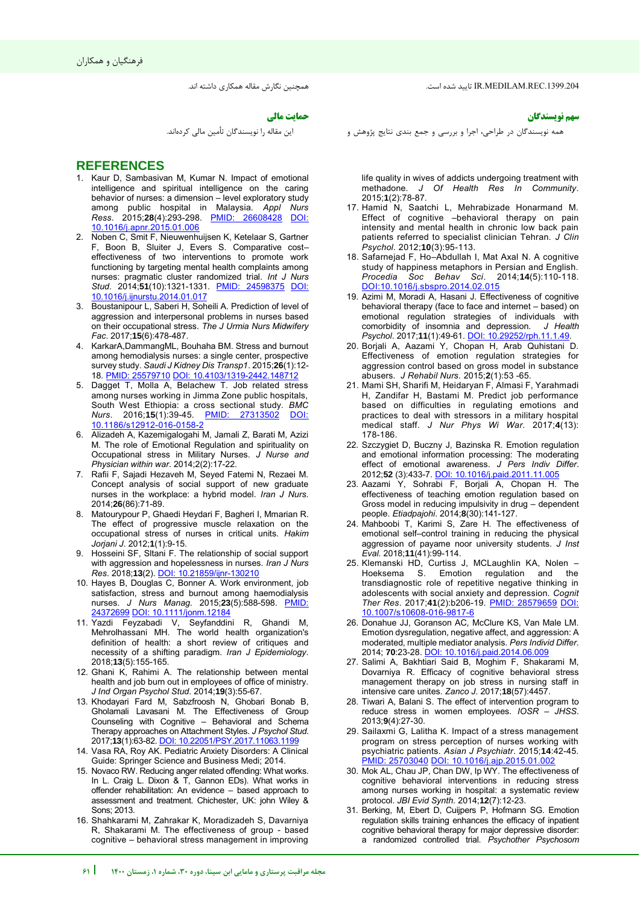IR.MEDILAM.REC.1399.204 تایید شده است.

### سهم نویسندگان

همه نویسندگان در طراحی، اجرا و بررسی و جمع بندی نتایج پژوهش و همچنین نگارش مقاله همکاری داشته اند.

### حمایت مالی

این مقاله را نویسندگان تأمین مالی کرده‌اند.

## REFERENCES

1. Kaur D, Sambasivan M, Kumar N. Impact of emotional intelligence and spiritual intelligence on the caring behavior of nurses: a dimension – level exploratory study among public hospital in Malaysia. *Appl Nurs Ress*. 2015;**28**(4):293-298. PMID: 26608428 DOI: 10.1016/j.apnr.2015.01.006
2. Noben C, Smit F, Nieuwenhuijsen K, Ketelaar S, Gartner F, Boon B, Sluiter J, Evers S. Comparative cost–effectiveness of two interventions to promote work functioning by targeting mental health complaints among nurses: pragmatic cluster randomized trial. *Int J Nurs Stud*. 2014;**51**(10):1321-1331. PMID: 24598375 DOI: 10.1016/j.ijnurstu.2014.01.017
3. Boustanipour L, Saberi H, Soheili A. Prediction of level of aggression and interpersonal problems in nurses based on their occupational stress. *The J Urmia Nurs Midwifery Fac*. 2017;**15**(6):478-487.
4. KarkarA,DammangML, Bouhaha BM. Stress and burnout among hemodialysis nurses: a single center, prospective survey study. *Saudi J Kidney Dis Transp1*. 2015;**26**(1):12-18. PMID: 25579710 DOI: 10.4103/1319-2442.148712
5. Dagget T, Molla A, Belachew T. Job related stress among nurses working in Jimma Zone public hospitals, South West Ethiopia: a cross sectional study. *BMC Nurs*. 2016;**15**(1):39-45. PMID: 27313502 DOI: 10.1186/s12912-016-0158-2
6. Alizadeh A, Kazemigalogahi M, Jamali Z, Barati M, Azizi M. The role of Emotional Regulation and spirituality on Occupational stress in Military Nurses. *J Nurse and Physician within war*. 2014;2(2):17-22.
7. Rafii F, Sajadi Hezaveh M, Seyed Fatemi N, Rezaei M. Concept analysis of social support of new graduate nurses in the workplace: a hybrid model. *Iran J Nurs*. 2014;**26**(86):71-89.
8. Matourypour P, Ghaedi Heydari F, Bagheri I, Mmarian R. The effect of progressive muscle relaxation on the occupational stress of nurses in critical units. *Hakim Jorjani J*. 2012;**1**(1):9-15.
9. Hosseini SF, Sltani F. The relationship of social support with aggression and hopelessness in nurses. *Iran J Nurs Res*. 2018;**13**(2). DOI: 10.21859/ijnr-130210
10. Hayes B, Douglas C, Bonner A. Work environment, job satisfaction, stress and burnout among haemodialysis nurses. *J Nurs Manag*. 2015;**23**(5):588-598. PMID: 24372699 DOI: 10.1111/jonm.12184
11. Yazdi Feyzabadi V, Seyfanddini R, Ghandi M, Mehrolhassani MH. The world health organization's definition of health: a short review of critiques and necessity of a shifting paradigm. *Iran J Epidemiology*. 2018;**13**(5):155-165.
12. Ghani K, Rahimi A. The relationship between mental health and job burn out in employees of office of ministry. *J Ind Organ Psychol Stud*. 2014;**19**(3):55-67.
13. Khodayari Fard M, Sabzfroosh N, Ghobari Bonab B, Gholamali Lavasani M. The Effectiveness of Group Counseling with Cognitive – Behavioral and Schema Therapy approaches on Attachment Styles. *J Psychol Stud*. 2017;**13**(1):63-82. DOI: 10.22051/PSY.2017.11063.1199
14. Vasa RA, Roy AK. Pediatric Anxiety Disorders: A Clinical Guide: Springer Science and Business Medi; 2014.
15. Novaco RW. Reducing anger related offending: What works. In L. Craig L. Dixon & T, Gannon EDs). What works in offender rehabilitation: An evidence – based approach to assessment and treatment. Chichester, UK: john Wiley & Sons; 2013.
16. Shahkarami M, Zahrakar K, Moradizadeh S, Davarniya R, Shakarami M. The effectiveness of group - based cognitive – behavioral stress management in improving life quality in wives of addicts undergoing treatment with methadone. *J Of Health Res In Community*. 2015;**1**(2):78-87.
17. Hamid N, Saatchi L, Mehrabizade Honarmand M. Effect of cognitive –behavioral therapy on pain intensity and mental health in chronic low back pain patients referred to specialist clinician Tehran. *J Clin Psychol*. 2012;**10**(3):95-113.
18. Safarnejad F, Ho–Abdullah I, Mat Axal N. A cognitive study of happiness metaphors in Persian and English. *Procedia Soc Behav Sci*. 2014;**14**(5):110-118. DOI:10.1016/j.sbspro.2014.02.015
19. Azimi M, Moradi A, Hasani J. Effectiveness of cognitive behavioral therapy (face to face and internet – based) on emotional regulation strategies of individuals with comorbidity of insomnia and depression. *J Health Psychol*. 2017;**11**(1):49-61. DOI: 10.29252/rph.11.1.49.
20. Borjali A, Aazami Y, Chopan H, Arab Quhistani D. Effectiveness of emotion regulation strategies for aggression control based on gross model in substance abusers. *J Rehabil Nurs*. 2015;**2**(1):53 -65.
21. Mami SH, Sharifi M, Heidaryan F, Almasi F, Yarahmadi H, Zandifar H, Bastami M. Predict job performance based on difficulties in regulating emotions and practices to deal with stressors in a military hospital medical staff. *J Nur Phys Wi War*. 2017;**4**(13): 178-186.
22. Szczygiet D, Buczny J, Bazinska R. Emotion regulation and emotional information processing: The moderating effect of emotional awareness. *J Pers Indiv Differ*. 2012;**52** (3):433-7. DOI: 10.1016/j.paid.2011.11.005
23. Aazami Y, Sohrabi F, Borjali A, Chopan H. The effectiveness of teaching emotion regulation based on Gross model in reducing impulsivity in drug – dependent people. *Etiadpajohi*. 2014;**8**(30):141-127.
24. Mahboobi T, Karimi S, Zare H. The effectiveness of emotional self–control training in reducing the physical aggression of payame noor university students. *J Inst Eval*. 2018;**11**(41):99-114.
25. Klemanski HD, Curtiss J, MCLaughlin KA, Nolen – Hoeksema S. Emotion regulation and the transdiagnostic role of repetitive negative thinking in adolescents with social anxiety and depression. *Cognit Ther Res*. 2017;**41**(2):b206-19. PMID: 28579659 DOI: 10.1007/s10608-016-9817-6
26. Donahue JJ, Goranson AC, McClure KS, Van Male LM. Emotion dysregulation, negative affect, and aggression: A moderated, multiple mediator analysis. *Pers Individ Differ*. 2014; **70**:23-28. DOI: 10.1016/j.paid.2014.06.009
27. Salimi A, Bakhtiari Said B, Moghim F, Shakarami M, Dovarniya R. Efficacy of cognitive behavioral stress management therapy on job stress in nursing staff in intensive care unites. *Zanco J*. 2017;**18**(57):4457.
28. Tiwari A, Balani S. The effect of intervention program to reduce stress in women employees. *IOSR – JHSS*. 2013;**9**(4):27-30.
29. Sailaxmi G, Lalitha K. Impact of a stress management program on stress perception of nurses working with psychiatric patients. *Asian J Psychiatr*. 2015;**14**:42-45. PMID: 25703040 DOI: 10.1016/j.ajp.2015.01.002
30. Mok AL, Chau JP, Chan DW, Ip WY. The effectiveness of cognitive behavioral interventions in reducing stress among nurses working in hospital: a systematic review protocol. *JBI Evid Synth*. 2014;**12**(7):12-23.
31. Berking, M, Ebert D, Cuijpers P, Hofmann SG. Emotion regulation skills training enhances the efficacy of inpatient cognitive behavioral therapy for major depressive disorder: a randomized controlled trial. *Psychother Psychosom*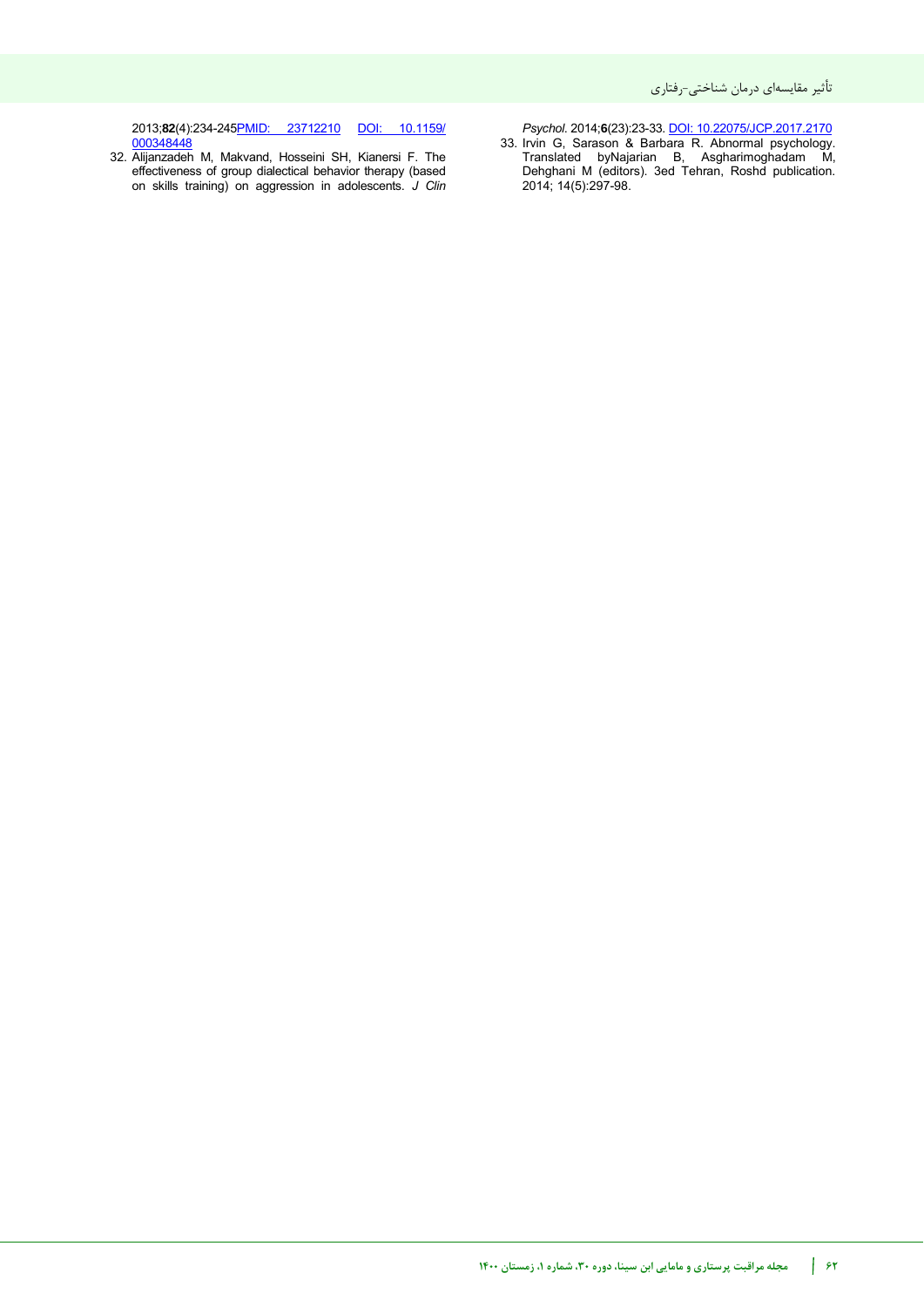2013;**82**(4):234-245PMID: 23712210 DOI: 10.1159/000348448

32. Alijanzadeh M, Makvand, Hosseini SH, Kianersi F. The effectiveness of group dialectical behavior therapy (based on skills training) on aggression in adolescents. *J Clin Psychol*. 2014;**6**(23):23-33. DOI: 10.22075/JCP.2017.2170
33. Irvin G, Sarason & Barbara R. Abnormal psychology. Translated byNajarian B, Asgharimoghadam M, Dehghani M (editors). 3ed Tehran, Roshd publication. 2014; 14(5):297-98.